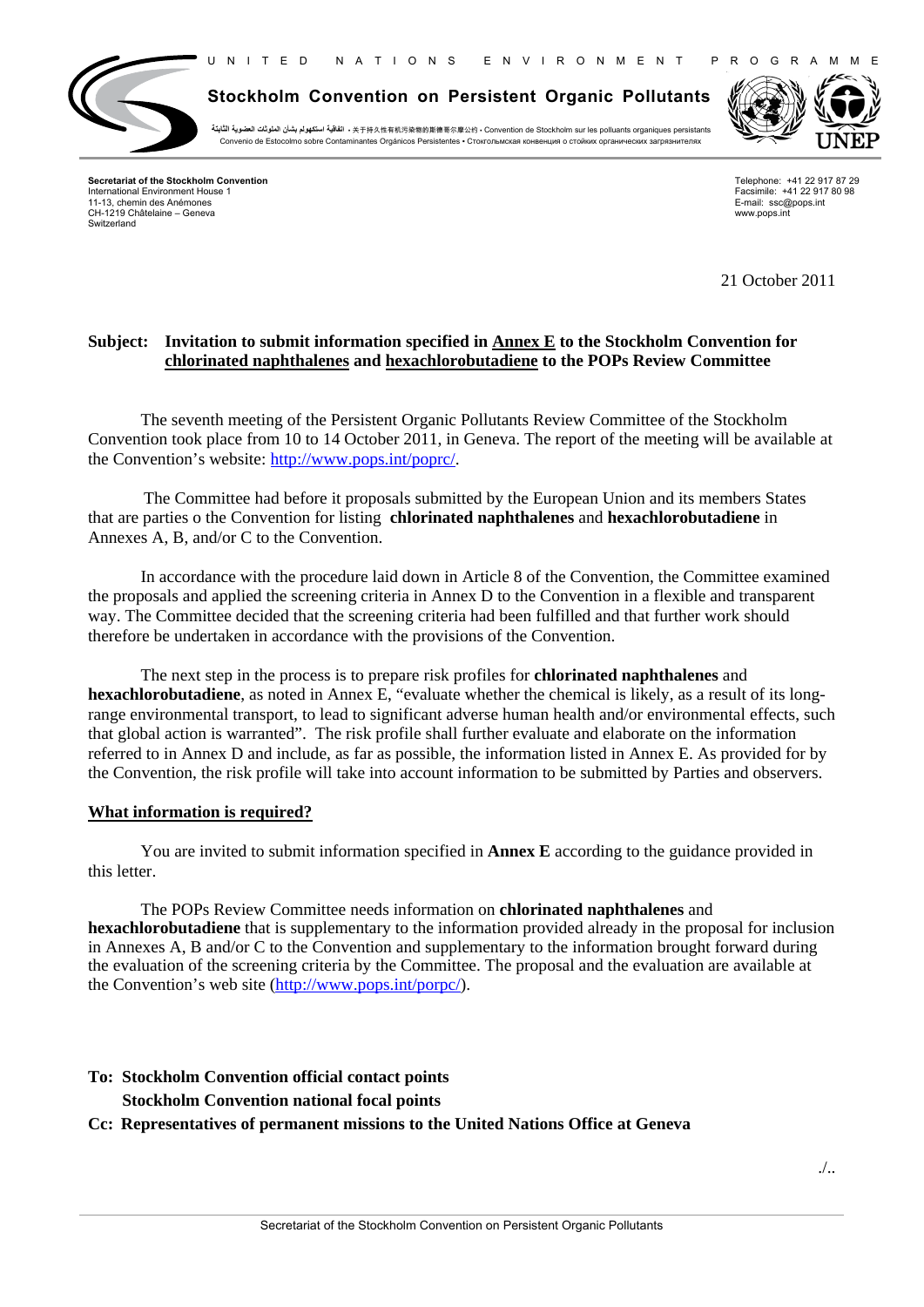U N I T E D N A T I O N S E N V I R O N M E N T P R O G R A M M E

**Stockholm Convention on Persistent Organic Pollutants**

اتفاقية استكهولم بشأن الملوثات العضوية الثابتة • 关于持久性有机污染物的斯德哥尔摩公约 • Convention de Stockholm sur les polluants organiques persistants
Convenio de Estocolmo sobre Contaminantes Orgánicos Persistentes • Стокгольмская конвенция о стойких органических загрязнителях

UNEP

**Secretariat of the Stockholm Convention**
International Environment House 1
11-13, chemin des Anémones
CH-1219 Châtelaine – Geneva
Switzerland

Telephone: +41 22 917 87 29
Facsimile: +41 22 917 80 98
E-mail: ssc@pops.int
www.pops.int

21 October 2011

**Subject: Invitation to submit information specified in Annex E to the Stockholm Convention for chlorinated naphthalenes and hexachlorobutadiene to the POPs Review Committee**

The seventh meeting of the Persistent Organic Pollutants Review Committee of the Stockholm Convention took place from 10 to 14 October 2011, in Geneva. The report of the meeting will be available at the Convention's website: http://www.pops.int/poprc/.

The Committee had before it proposals submitted by the European Union and its members States that are parties o the Convention for listing **chlorinated naphthalenes** and **hexachlorobutadiene** in Annexes A, B, and/or C to the Convention.

In accordance with the procedure laid down in Article 8 of the Convention, the Committee examined the proposals and applied the screening criteria in Annex D to the Convention in a flexible and transparent way. The Committee decided that the screening criteria had been fulfilled and that further work should therefore be undertaken in accordance with the provisions of the Convention.

The next step in the process is to prepare risk profiles for **chlorinated naphthalenes** and **hexachlorobutadiene**, as noted in Annex E, "evaluate whether the chemical is likely, as a result of its long-range environmental transport, to lead to significant adverse human health and/or environmental effects, such that global action is warranted". The risk profile shall further evaluate and elaborate on the information referred to in Annex D and include, as far as possible, the information listed in Annex E. As provided for by the Convention, the risk profile will take into account information to be submitted by Parties and observers.

**What information is required?**

You are invited to submit information specified in **Annex E** according to the guidance provided in this letter.

The POPs Review Committee needs information on **chlorinated naphthalenes** and **hexachlorobutadiene** that is supplementary to the information provided already in the proposal for inclusion in Annexes A, B and/or C to the Convention and supplementary to the information brought forward during the evaluation of the screening criteria by the Committee. The proposal and the evaluation are available at the Convention's web site (http://www.pops.int/porpc/).

**To: Stockholm Convention official contact points**
**Stockholm Convention national focal points**
**Cc: Representatives of permanent missions to the United Nations Office at Geneva**

./..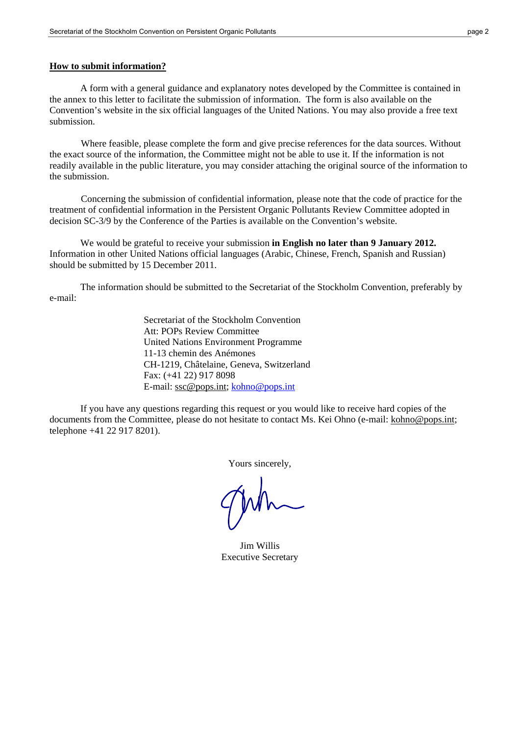**How to submit information?**

A form with a general guidance and explanatory notes developed by the Committee is contained in the annex to this letter to facilitate the submission of information. The form is also available on the Convention's website in the six official languages of the United Nations. You may also provide a free text submission.

Where feasible, please complete the form and give precise references for the data sources. Without the exact source of the information, the Committee might not be able to use it. If the information is not readily available in the public literature, you may consider attaching the original source of the information to the submission.

Concerning the submission of confidential information, please note that the code of practice for the treatment of confidential information in the Persistent Organic Pollutants Review Committee adopted in decision SC-3/9 by the Conference of the Parties is available on the Convention's website.

We would be grateful to receive your submission **in English no later than 9 January 2012.** Information in other United Nations official languages (Arabic, Chinese, French, Spanish and Russian) should be submitted by 15 December 2011.

The information should be submitted to the Secretariat of the Stockholm Convention, preferably by e-mail:

Secretariat of the Stockholm Convention
Att: POPs Review Committee
United Nations Environment Programme
11-13 chemin des Anémones
CH-1219, Châtelaine, Geneva, Switzerland
Fax: (+41 22) 917 8098
E-mail: ssc@pops.int; kohno@pops.int

If you have any questions regarding this request or you would like to receive hard copies of the documents from the Committee, please do not hesitate to contact Ms. Kei Ohno (e-mail: kohno@pops.int; telephone +41 22 917 8201).

Yours sincerely,

Jim Willis
Executive Secretary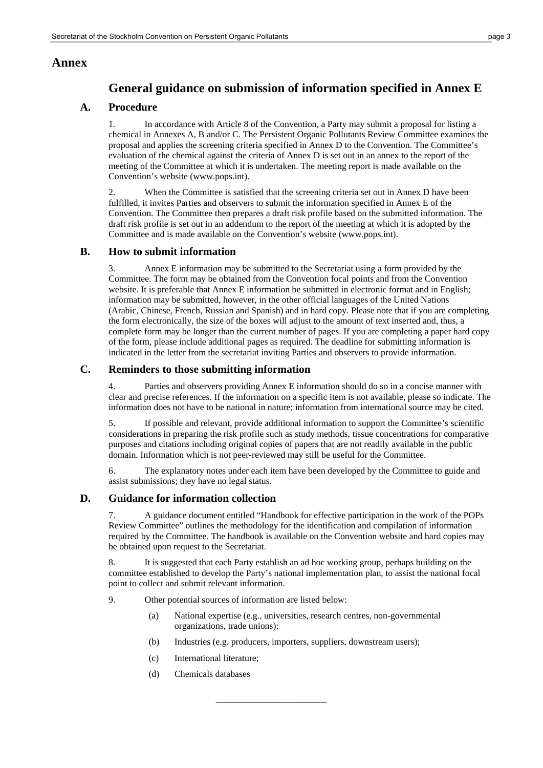# Annex

## General guidance on submission of information specified in Annex E

### A. Procedure

1. In accordance with Article 8 of the Convention, a Party may submit a proposal for listing a chemical in Annexes A, B and/or C. The Persistent Organic Pollutants Review Committee examines the proposal and applies the screening criteria specified in Annex D to the Convention. The Committee's evaluation of the chemical against the criteria of Annex D is set out in an annex to the report of the meeting of the Committee at which it is undertaken. The meeting report is made available on the Convention's website (www.pops.int).

2. When the Committee is satisfied that the screening criteria set out in Annex D have been fulfilled, it invites Parties and observers to submit the information specified in Annex E of the Convention. The Committee then prepares a draft risk profile based on the submitted information. The draft risk profile is set out in an addendum to the report of the meeting at which it is adopted by the Committee and is made available on the Convention's website (www.pops.int).

### B. How to submit information

3. Annex E information may be submitted to the Secretariat using a form provided by the Committee. The form may be obtained from the Convention focal points and from the Convention website. It is preferable that Annex E information be submitted in electronic format and in English; information may be submitted, however, in the other official languages of the United Nations (Arabic, Chinese, French, Russian and Spanish) and in hard copy. Please note that if you are completing the form electronically, the size of the boxes will adjust to the amount of text inserted and, thus, a complete form may be longer than the current number of pages. If you are completing a paper hard copy of the form, please include additional pages as required. The deadline for submitting information is indicated in the letter from the secretariat inviting Parties and observers to provide information.

### C. Reminders to those submitting information

4. Parties and observers providing Annex E information should do so in a concise manner with clear and precise references. If the information on a specific item is not available, please so indicate. The information does not have to be national in nature; information from international source may be cited.

5. If possible and relevant, provide additional information to support the Committee's scientific considerations in preparing the risk profile such as study methods, tissue concentrations for comparative purposes and citations including original copies of papers that are not readily available in the public domain. Information which is not peer-reviewed may still be useful for the Committee.

6. The explanatory notes under each item have been developed by the Committee to guide and assist submissions; they have no legal status.

### D. Guidance for information collection

7. A guidance document entitled "Handbook for effective participation in the work of the POPs Review Committee" outlines the methodology for the identification and compilation of information required by the Committee. The handbook is available on the Convention website and hard copies may be obtained upon request to the Secretariat.

8. It is suggested that each Party establish an ad hoc working group, perhaps building on the committee established to develop the Party's national implementation plan, to assist the national focal point to collect and submit relevant information.

9. Other potential sources of information are listed below:

   (a) National expertise (e.g., universities, research centres, non-governmental organizations, trade unions);

   (b) Industries (e.g. producers, importers, suppliers, downstream users);

   (c) International literature;

   (d) Chemicals databases